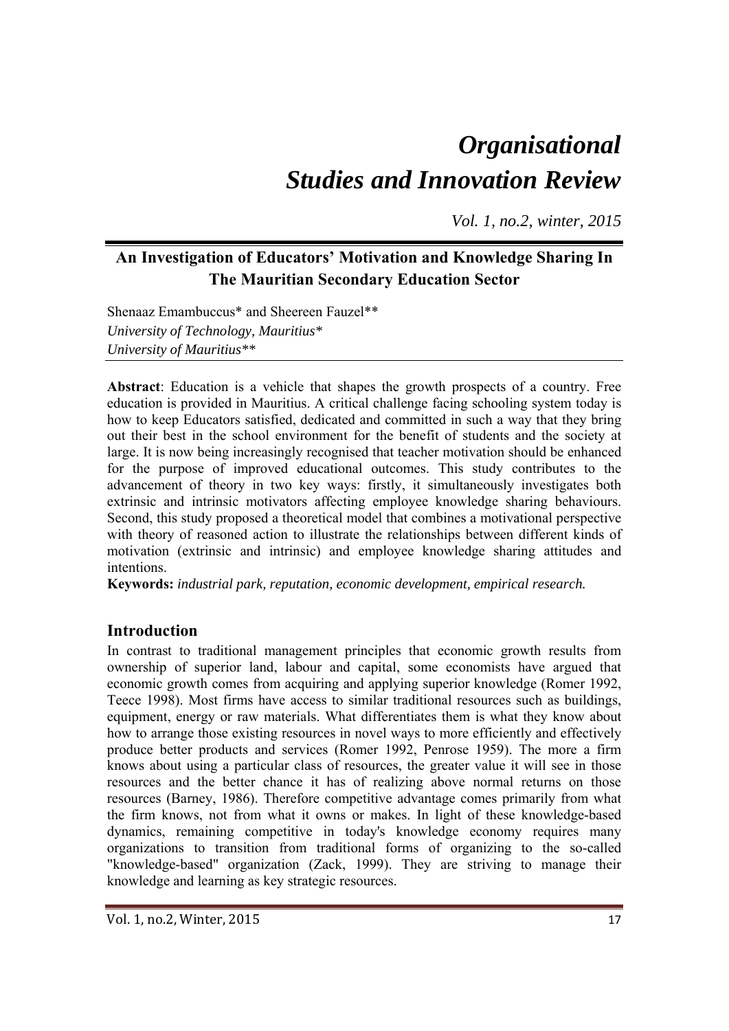# *Organisational Studies and Innovation Review*

*Vol. 1, no.2, winter, 2015*

## An Investigation of Educators' Motivation and Knowledge Sharing In The Mauritian Secondary Education Sector

Shenaaz Emambuccus* and Sheereen Fauzel**
*University of Technology, Mauritius**
*University of Mauritius***

**Abstract**: Education is a vehicle that shapes the growth prospects of a country. Free education is provided in Mauritius. A critical challenge facing schooling system today is how to keep Educators satisfied, dedicated and committed in such a way that they bring out their best in the school environment for the benefit of students and the society at large. It is now being increasingly recognised that teacher motivation should be enhanced for the purpose of improved educational outcomes. This study contributes to the advancement of theory in two key ways: firstly, it simultaneously investigates both extrinsic and intrinsic motivators affecting employee knowledge sharing behaviours. Second, this study proposed a theoretical model that combines a motivational perspective with theory of reasoned action to illustrate the relationships between different kinds of motivation (extrinsic and intrinsic) and employee knowledge sharing attitudes and intentions.

**Keywords:** *industrial park, reputation, economic development, empirical research.*

## Introduction

In contrast to traditional management principles that economic growth results from ownership of superior land, labour and capital, some economists have argued that economic growth comes from acquiring and applying superior knowledge (Romer 1992, Teece 1998). Most firms have access to similar traditional resources such as buildings, equipment, energy or raw materials. What differentiates them is what they know about how to arrange those existing resources in novel ways to more efficiently and effectively produce better products and services (Romer 1992, Penrose 1959). The more a firm knows about using a particular class of resources, the greater value it will see in those resources and the better chance it has of realizing above normal returns on those resources (Barney, 1986). Therefore competitive advantage comes primarily from what the firm knows, not from what it owns or makes. In light of these knowledge-based dynamics, remaining competitive in today's knowledge economy requires many organizations to transition from traditional forms of organizing to the so-called "knowledge-based" organization (Zack, 1999). They are striving to manage their knowledge and learning as key strategic resources.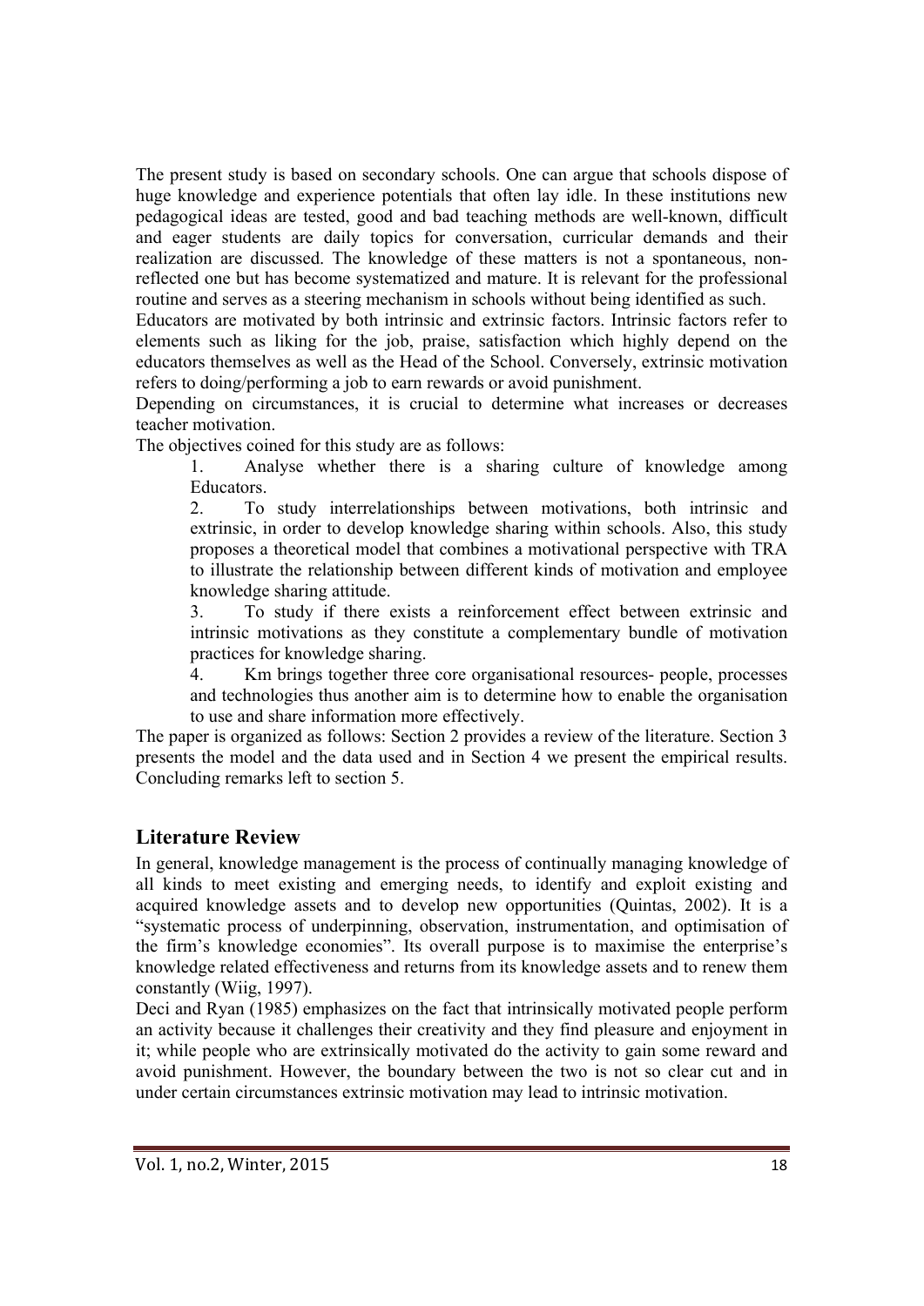The present study is based on secondary schools. One can argue that schools dispose of huge knowledge and experience potentials that often lay idle. In these institutions new pedagogical ideas are tested, good and bad teaching methods are well-known, difficult and eager students are daily topics for conversation, curricular demands and their realization are discussed. The knowledge of these matters is not a spontaneous, non-reflected one but has become systematized and mature. It is relevant for the professional routine and serves as a steering mechanism in schools without being identified as such.

Educators are motivated by both intrinsic and extrinsic factors. Intrinsic factors refer to elements such as liking for the job, praise, satisfaction which highly depend on the educators themselves as well as the Head of the School. Conversely, extrinsic motivation refers to doing/performing a job to earn rewards or avoid punishment.

Depending on circumstances, it is crucial to determine what increases or decreases teacher motivation.

The objectives coined for this study are as follows:

1. Analyse whether there is a sharing culture of knowledge among Educators.
2. To study interrelationships between motivations, both intrinsic and extrinsic, in order to develop knowledge sharing within schools. Also, this study proposes a theoretical model that combines a motivational perspective with TRA to illustrate the relationship between different kinds of motivation and employee knowledge sharing attitude.
3. To study if there exists a reinforcement effect between extrinsic and intrinsic motivations as they constitute a complementary bundle of motivation practices for knowledge sharing.
4. Km brings together three core organisational resources- people, processes and technologies thus another aim is to determine how to enable the organisation to use and share information more effectively.

The paper is organized as follows: Section 2 provides a review of the literature. Section 3 presents the model and the data used and in Section 4 we present the empirical results. Concluding remarks left to section 5.

## Literature Review

In general, knowledge management is the process of continually managing knowledge of all kinds to meet existing and emerging needs, to identify and exploit existing and acquired knowledge assets and to develop new opportunities (Quintas, 2002). It is a "systematic process of underpinning, observation, instrumentation, and optimisation of the firm's knowledge economies". Its overall purpose is to maximise the enterprise's knowledge related effectiveness and returns from its knowledge assets and to renew them constantly (Wiig, 1997).

Deci and Ryan (1985) emphasizes on the fact that intrinsically motivated people perform an activity because it challenges their creativity and they find pleasure and enjoyment in it; while people who are extrinsically motivated do the activity to gain some reward and avoid punishment. However, the boundary between the two is not so clear cut and in under certain circumstances extrinsic motivation may lead to intrinsic motivation.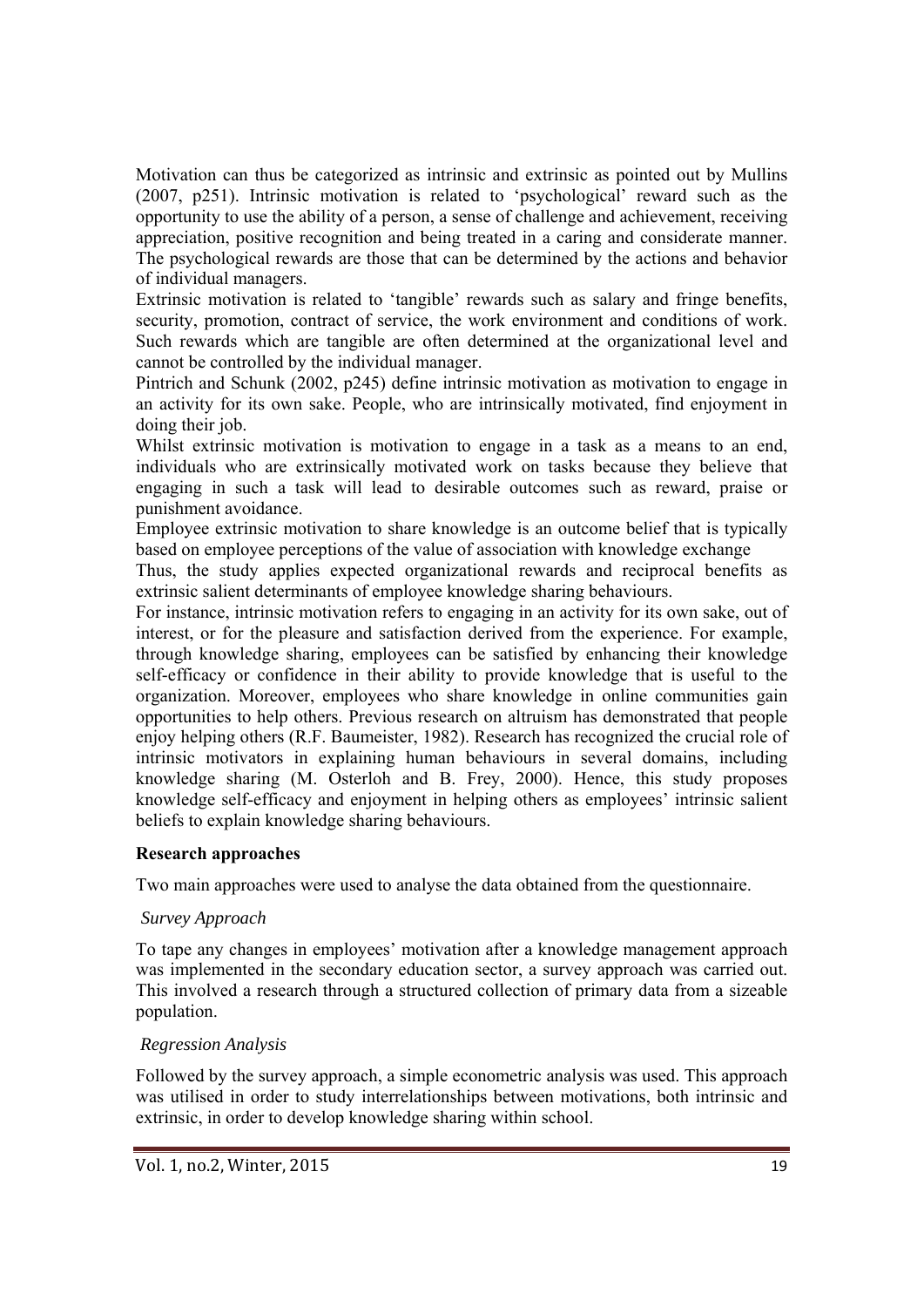Motivation can thus be categorized as intrinsic and extrinsic as pointed out by Mullins (2007, p251). Intrinsic motivation is related to 'psychological' reward such as the opportunity to use the ability of a person, a sense of challenge and achievement, receiving appreciation, positive recognition and being treated in a caring and considerate manner. The psychological rewards are those that can be determined by the actions and behavior of individual managers.

Extrinsic motivation is related to 'tangible' rewards such as salary and fringe benefits, security, promotion, contract of service, the work environment and conditions of work. Such rewards which are tangible are often determined at the organizational level and cannot be controlled by the individual manager.

Pintrich and Schunk (2002, p245) define intrinsic motivation as motivation to engage in an activity for its own sake. People, who are intrinsically motivated, find enjoyment in doing their job.

Whilst extrinsic motivation is motivation to engage in a task as a means to an end, individuals who are extrinsically motivated work on tasks because they believe that engaging in such a task will lead to desirable outcomes such as reward, praise or punishment avoidance.

Employee extrinsic motivation to share knowledge is an outcome belief that is typically based on employee perceptions of the value of association with knowledge exchange

Thus, the study applies expected organizational rewards and reciprocal benefits as extrinsic salient determinants of employee knowledge sharing behaviours.

For instance, intrinsic motivation refers to engaging in an activity for its own sake, out of interest, or for the pleasure and satisfaction derived from the experience. For example, through knowledge sharing, employees can be satisfied by enhancing their knowledge self-efficacy or confidence in their ability to provide knowledge that is useful to the organization. Moreover, employees who share knowledge in online communities gain opportunities to help others. Previous research on altruism has demonstrated that people enjoy helping others (R.F. Baumeister, 1982). Research has recognized the crucial role of intrinsic motivators in explaining human behaviours in several domains, including knowledge sharing (M. Osterloh and B. Frey, 2000). Hence, this study proposes knowledge self-efficacy and enjoyment in helping others as employees' intrinsic salient beliefs to explain knowledge sharing behaviours.

**Research approaches**

Two main approaches were used to analyse the data obtained from the questionnaire.

*Survey Approach*

To tape any changes in employees' motivation after a knowledge management approach was implemented in the secondary education sector, a survey approach was carried out. This involved a research through a structured collection of primary data from a sizeable population.

*Regression Analysis*

Followed by the survey approach, a simple econometric analysis was used. This approach was utilised in order to study interrelationships between motivations, both intrinsic and extrinsic, in order to develop knowledge sharing within school.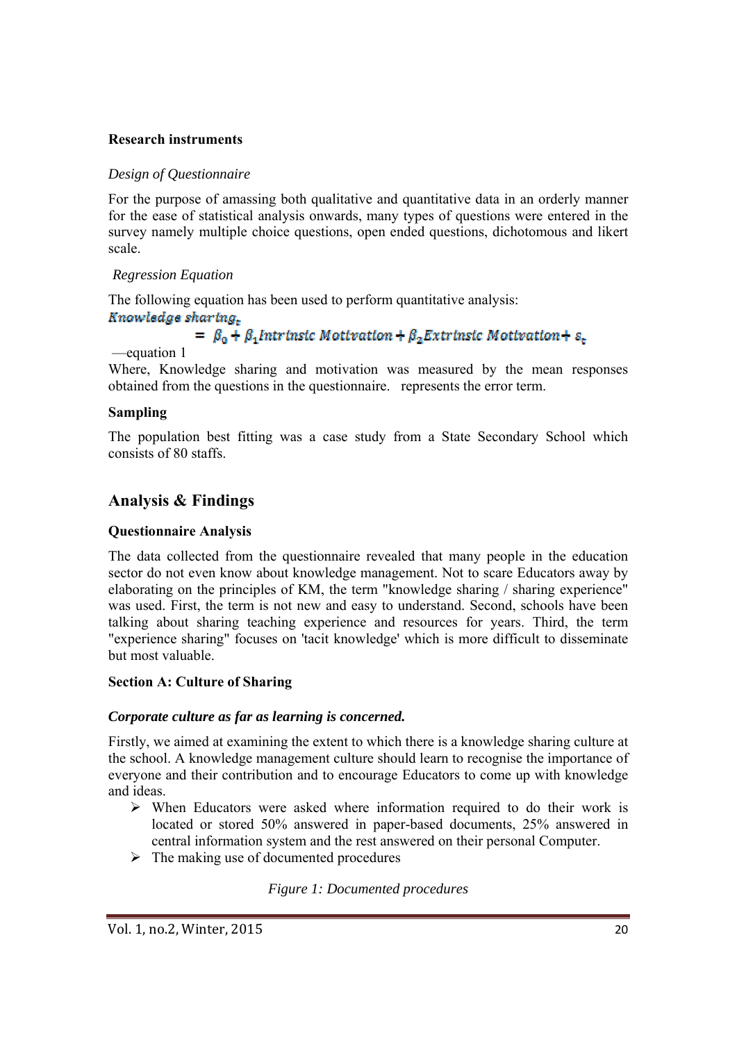**Research instruments**

*Design of Questionnaire*

For the purpose of amassing both qualitative and quantitative data in an orderly manner for the ease of statistical analysis onwards, many types of questions were entered in the survey namely multiple choice questions, open ended questions, dichotomous and likert scale.

*Regression Equation*

The following equation has been used to perform quantitative analysis:

$$Knowledge\ sharing_t = \beta_0 + \beta_1 Intrinsic\ Motivation + \beta_2 Extrinsic\ Motivation + \varepsilon_t$$

—equation 1

Where, Knowledge sharing and motivation was measured by the mean responses obtained from the questions in the questionnaire.   represents the error term.

**Sampling**

The population best fitting was a case study from a State Secondary School which consists of 80 staffs.

## Analysis & Findings

**Questionnaire Analysis**

The data collected from the questionnaire revealed that many people in the education sector do not even know about knowledge management. Not to scare Educators away by elaborating on the principles of KM, the term "knowledge sharing / sharing experience" was used. First, the term is not new and easy to understand. Second, schools have been talking about sharing teaching experience and resources for years. Third, the term "experience sharing" focuses on 'tacit knowledge' which is more difficult to disseminate but most valuable.

**Section A: Culture of Sharing**

***Corporate culture as far as learning is concerned.***

Firstly, we aimed at examining the extent to which there is a knowledge sharing culture at the school. A knowledge management culture should learn to recognise the importance of everyone and their contribution and to encourage Educators to come up with knowledge and ideas.

- When Educators were asked where information required to do their work is located or stored 50% answered in paper-based documents, 25% answered in central information system and the rest answered on their personal Computer.
- The making use of documented procedures

*Figure 1: Documented procedures*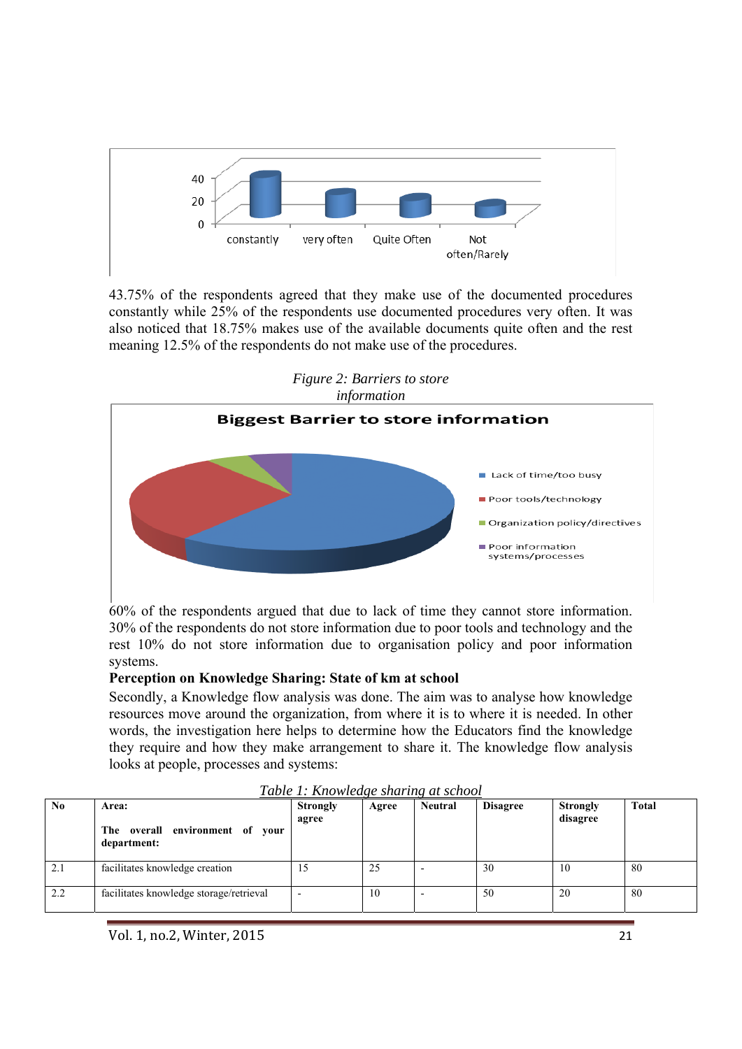43.75% of the respondents agreed that they make use of the documented procedures constantly while 25% of the respondents use documented procedures very often. It was also noticed that 18.75% makes use of the available documents quite often and the rest meaning 12.5% of the respondents do not make use of the procedures.

*Figure 2: Barriers to store information*

60% of the respondents argued that due to lack of time they cannot store information. 30% of the respondents do not store information due to poor tools and technology and the rest 10% do not store information due to organisation policy and poor information systems.

**Perception on Knowledge Sharing: State of km at school**

Secondly, a Knowledge flow analysis was done. The aim was to analyse how knowledge resources move around the organization, from where it is to where it is needed. In other words, the investigation here helps to determine how the Educators find the knowledge they require and how they make arrangement to share it. The knowledge flow analysis looks at people, processes and systems:

*Table 1: Knowledge sharing at school*

| No | Area: The overall environment of your department: | Strongly agree | Agree | Neutral | Disagree | Strongly disagree | Total |
|---|---|---|---|---|---|---|---|
| 2.1 | facilitates knowledge creation | 15 | 25 | - | 30 | 10 | 80 |
| 2.2 | facilitates knowledge storage/retrieval | - | 10 | - | 50 | 20 | 80 |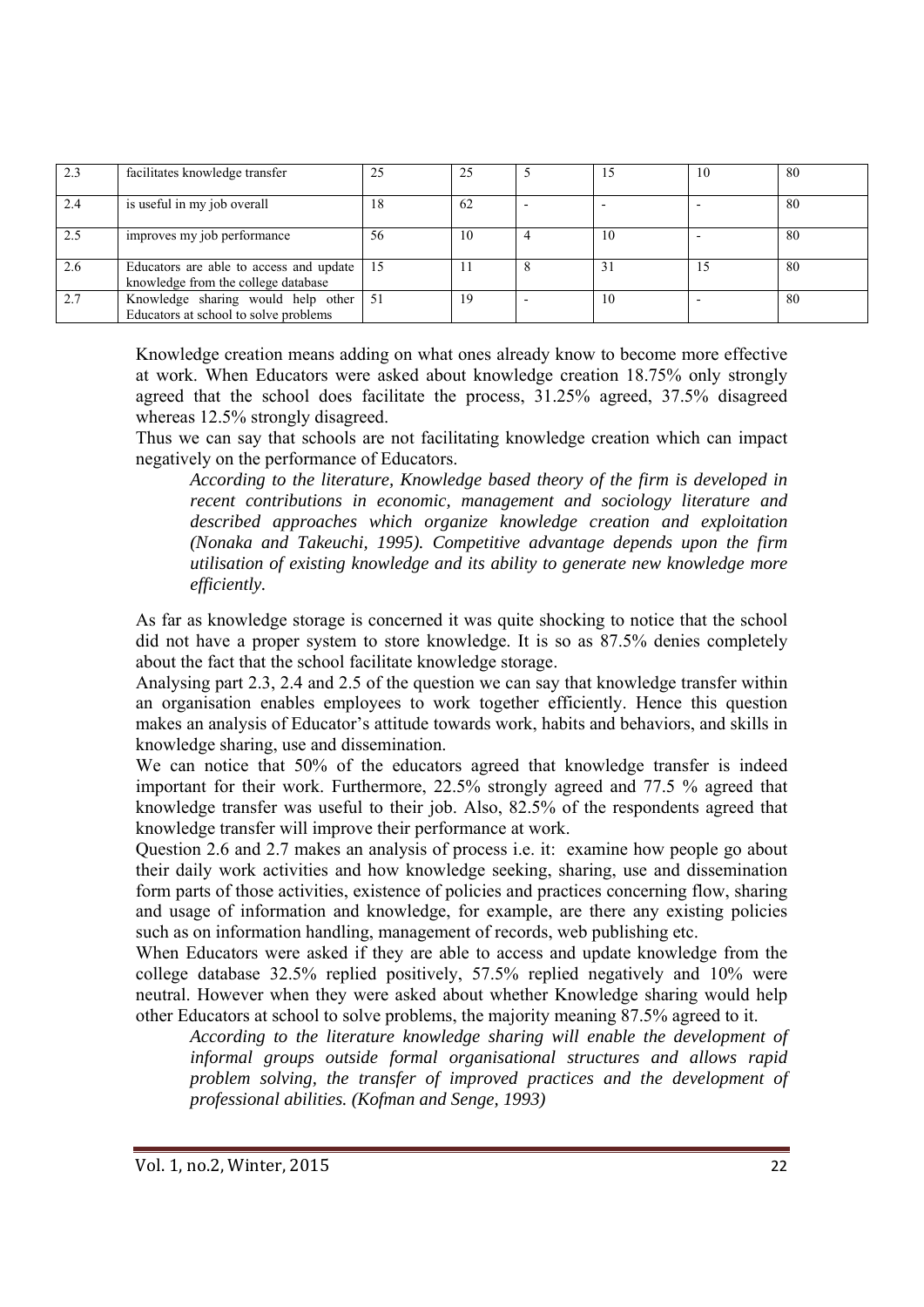| 2.3 | facilitates knowledge transfer | 25 | 25 | 5 | 15 | 10 | 80 |
|---|---|---|---|---|---|---|---|
| 2.4 | is useful in my job overall | 18 | 62 | - | - | - | 80 |
| 2.5 | improves my job performance | 56 | 10 | 4 | 10 | - | 80 |
| 2.6 | Educators are able to access and update knowledge from the college database | 15 | 11 | 8 | 31 | 15 | 80 |
| 2.7 | Knowledge sharing would help other Educators at school to solve problems | 51 | 19 | - | 10 | - | 80 |

Knowledge creation means adding on what ones already know to become more effective at work. When Educators were asked about knowledge creation 18.75% only strongly agreed that the school does facilitate the process, 31.25% agreed, 37.5% disagreed whereas 12.5% strongly disagreed.

Thus we can say that schools are not facilitating knowledge creation which can impact negatively on the performance of Educators.

> *According to the literature, Knowledge based theory of the firm is developed in recent contributions in economic, management and sociology literature and described approaches which organize knowledge creation and exploitation (Nonaka and Takeuchi, 1995). Competitive advantage depends upon the firm utilisation of existing knowledge and its ability to generate new knowledge more efficiently.*

As far as knowledge storage is concerned it was quite shocking to notice that the school did not have a proper system to store knowledge. It is so as 87.5% denies completely about the fact that the school facilitate knowledge storage.

Analysing part 2.3, 2.4 and 2.5 of the question we can say that knowledge transfer within an organisation enables employees to work together efficiently. Hence this question makes an analysis of Educator's attitude towards work, habits and behaviors, and skills in knowledge sharing, use and dissemination.

We can notice that 50% of the educators agreed that knowledge transfer is indeed important for their work. Furthermore, 22.5% strongly agreed and 77.5 % agreed that knowledge transfer was useful to their job. Also, 82.5% of the respondents agreed that knowledge transfer will improve their performance at work.

Question 2.6 and 2.7 makes an analysis of process i.e. it: examine how people go about their daily work activities and how knowledge seeking, sharing, use and dissemination form parts of those activities, existence of policies and practices concerning flow, sharing and usage of information and knowledge, for example, are there any existing policies such as on information handling, management of records, web publishing etc.

When Educators were asked if they are able to access and update knowledge from the college database 32.5% replied positively, 57.5% replied negatively and 10% were neutral. However when they were asked about whether Knowledge sharing would help other Educators at school to solve problems, the majority meaning 87.5% agreed to it.

> *According to the literature knowledge sharing will enable the development of informal groups outside formal organisational structures and allows rapid problem solving, the transfer of improved practices and the development of professional abilities. (Kofman and Senge, 1993)*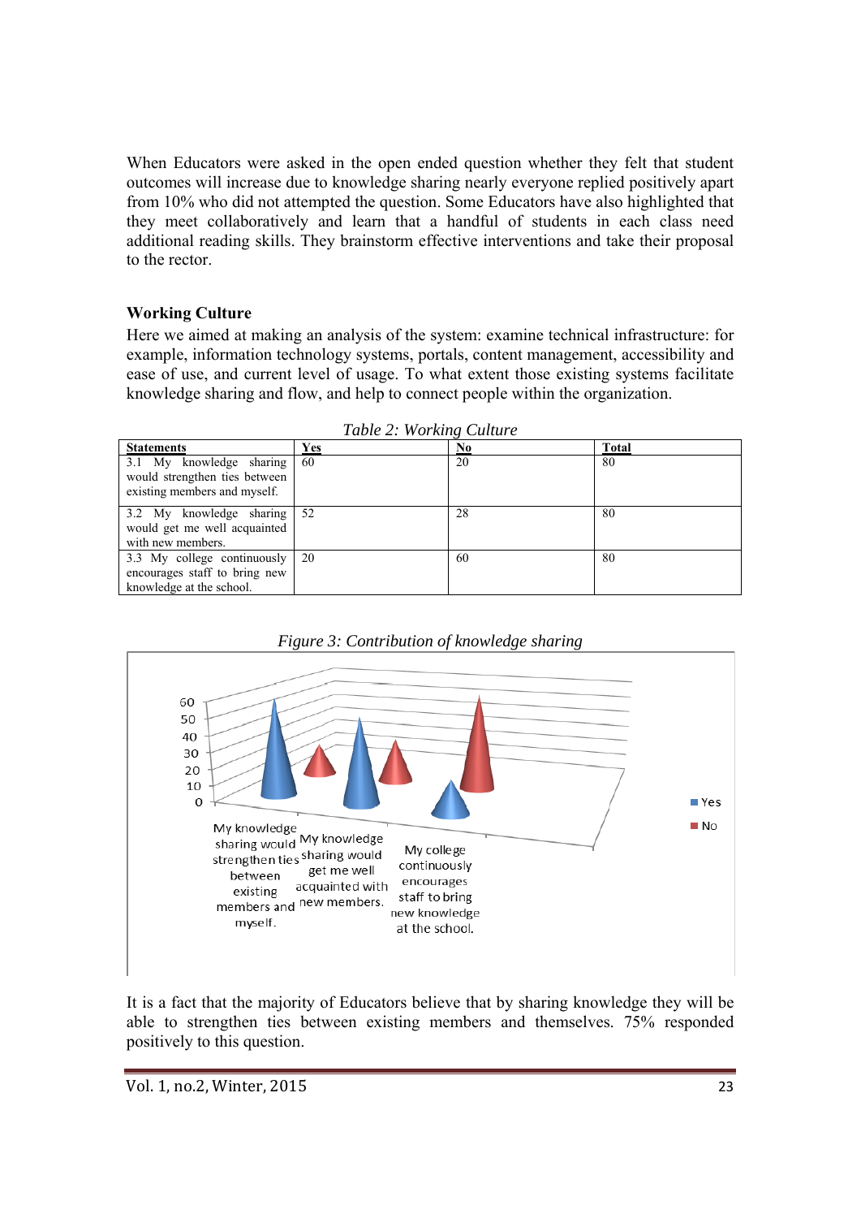When Educators were asked in the open ended question whether they felt that student outcomes will increase due to knowledge sharing nearly everyone replied positively apart from 10% who did not attempted the question. Some Educators have also highlighted that they meet collaboratively and learn that a handful of students in each class need additional reading skills. They brainstorm effective interventions and take their proposal to the rector.

### Working Culture

Here we aimed at making an analysis of the system: examine technical infrastructure: for example, information technology systems, portals, content management, accessibility and ease of use, and current level of usage. To what extent those existing systems facilitate knowledge sharing and flow, and help to connect people within the organization.

*Table 2: Working Culture*

| Statements | Yes | No | Total |
|---|---|---|---|
| 3.1 My knowledge sharing would strengthen ties between existing members and myself. | 60 | 20 | 80 |
| 3.2 My knowledge sharing would get me well acquainted with new members. | 52 | 28 | 80 |
| 3.3 My college continuously encourages staff to bring new knowledge at the school. | 20 | 60 | 80 |

*Figure 3: Contribution of knowledge sharing*

It is a fact that the majority of Educators believe that by sharing knowledge they will be able to strengthen ties between existing members and themselves. 75% responded positively to this question.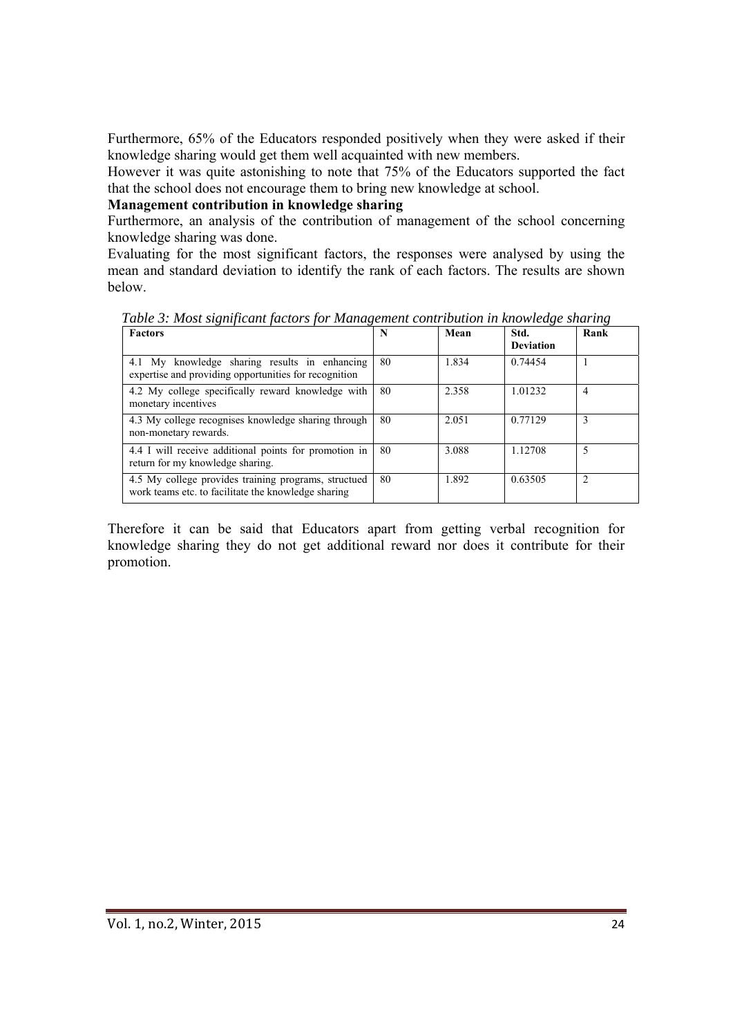Furthermore, 65% of the Educators responded positively when they were asked if their knowledge sharing would get them well acquainted with new members.

However it was quite astonishing to note that 75% of the Educators supported the fact that the school does not encourage them to bring new knowledge at school.

**Management contribution in knowledge sharing**

Furthermore, an analysis of the contribution of management of the school concerning knowledge sharing was done.

Evaluating for the most significant factors, the responses were analysed by using the mean and standard deviation to identify the rank of each factors. The results are shown below.

*Table 3: Most significant factors for Management contribution in knowledge sharing*

| Factors | N | Mean | Std. Deviation | Rank |
|---|---|---|---|---|
| 4.1 My knowledge sharing results in enhancing expertise and providing opportunities for recognition | 80 | 1.834 | 0.74454 | 1 |
| 4.2 My college specifically reward knowledge with monetary incentives | 80 | 2.358 | 1.01232 | 4 |
| 4.3 My college recognises knowledge sharing through non-monetary rewards. | 80 | 2.051 | 0.77129 | 3 |
| 4.4 I will receive additional points for promotion in return for my knowledge sharing. | 80 | 3.088 | 1.12708 | 5 |
| 4.5 My college provides training programs, structued work teams etc. to facilitate the knowledge sharing | 80 | 1.892 | 0.63505 | 2 |

Therefore it can be said that Educators apart from getting verbal recognition for knowledge sharing they do not get additional reward nor does it contribute for their promotion.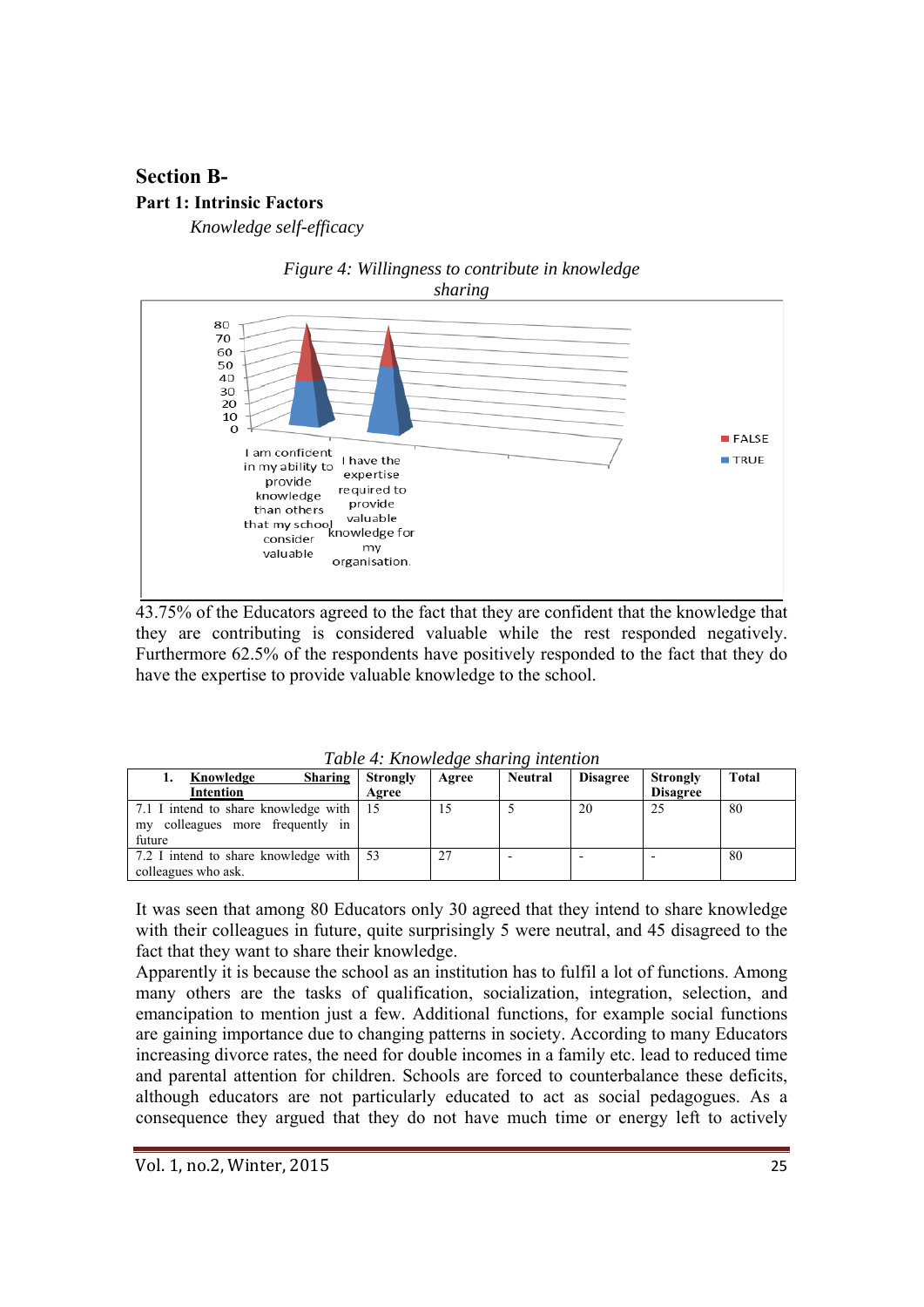## Section B-

### Part 1: Intrinsic Factors

*Knowledge self-efficacy*

*Figure 4: Willingness to contribute in knowledge sharing*

43.75% of the Educators agreed to the fact that they are confident that the knowledge that they are contributing is considered valuable while the rest responded negatively. Furthermore 62.5% of the respondents have positively responded to the fact that they do have the expertise to provide valuable knowledge to the school.

*Table 4: Knowledge sharing intention*

| 1. Knowledge Sharing Intention | Strongly Agree | Agree | Neutral | Disagree | Strongly Disagree | Total |
|---|---|---|---|---|---|---|
| 7.1 I intend to share knowledge with my colleagues more frequently in future | 15 | 15 | 5 | 20 | 25 | 80 |
| 7.2 I intend to share knowledge with colleagues who ask. | 53 | 27 | - | - | - | 80 |

It was seen that among 80 Educators only 30 agreed that they intend to share knowledge with their colleagues in future, quite surprisingly 5 were neutral, and 45 disagreed to the fact that they want to share their knowledge.

Apparently it is because the school as an institution has to fulfil a lot of functions. Among many others are the tasks of qualification, socialization, integration, selection, and emancipation to mention just a few. Additional functions, for example social functions are gaining importance due to changing patterns in society. According to many Educators increasing divorce rates, the need for double incomes in a family etc. lead to reduced time and parental attention for children. Schools are forced to counterbalance these deficits, although educators are not particularly educated to act as social pedagogues. As a consequence they argued that they do not have much time or energy left to actively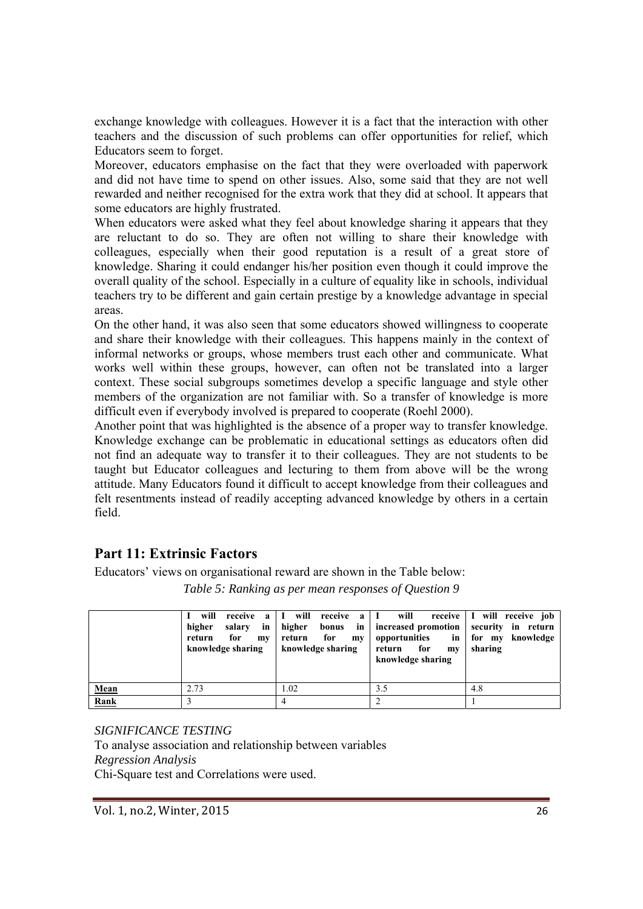exchange knowledge with colleagues. However it is a fact that the interaction with other teachers and the discussion of such problems can offer opportunities for relief, which Educators seem to forget.

Moreover, educators emphasise on the fact that they were overloaded with paperwork and did not have time to spend on other issues. Also, some said that they are not well rewarded and neither recognised for the extra work that they did at school. It appears that some educators are highly frustrated.

When educators were asked what they feel about knowledge sharing it appears that they are reluctant to do so. They are often not willing to share their knowledge with colleagues, especially when their good reputation is a result of a great store of knowledge. Sharing it could endanger his/her position even though it could improve the overall quality of the school. Especially in a culture of equality like in schools, individual teachers try to be different and gain certain prestige by a knowledge advantage in special areas.

On the other hand, it was also seen that some educators showed willingness to cooperate and share their knowledge with their colleagues. This happens mainly in the context of informal networks or groups, whose members trust each other and communicate. What works well within these groups, however, can often not be translated into a larger context. These social subgroups sometimes develop a specific language and style other members of the organization are not familiar with. So a transfer of knowledge is more difficult even if everybody involved is prepared to cooperate (Roehl 2000).

Another point that was highlighted is the absence of a proper way to transfer knowledge. Knowledge exchange can be problematic in educational settings as educators often did not find an adequate way to transfer it to their colleagues. They are not students to be taught but Educator colleagues and lecturing to them from above will be the wrong attitude. Many Educators found it difficult to accept knowledge from their colleagues and felt resentments instead of readily accepting advanced knowledge by others in a certain field.

## Part 11: Extrinsic Factors

Educators' views on organisational reward are shown in the Table below:

*Table 5: Ranking as per mean responses of Question 9*

| | **I will receive a higher salary in return for my knowledge sharing** | **I will receive a higher bonus in return for my knowledge sharing** | **I will receive increased promotion opportunities in return for my knowledge sharing** | **I will receive job security in return for my knowledge sharing** |
|---|---|---|---|---|
| **Mean** | 2.73 | 1.02 | 3.5 | 4.8 |
| **Rank** | 3 | 4 | 2 | 1 |

*SIGNIFICANCE TESTING*

To analyse association and relationship between variables

*Regression Analysis*

Chi-Square test and Correlations were used.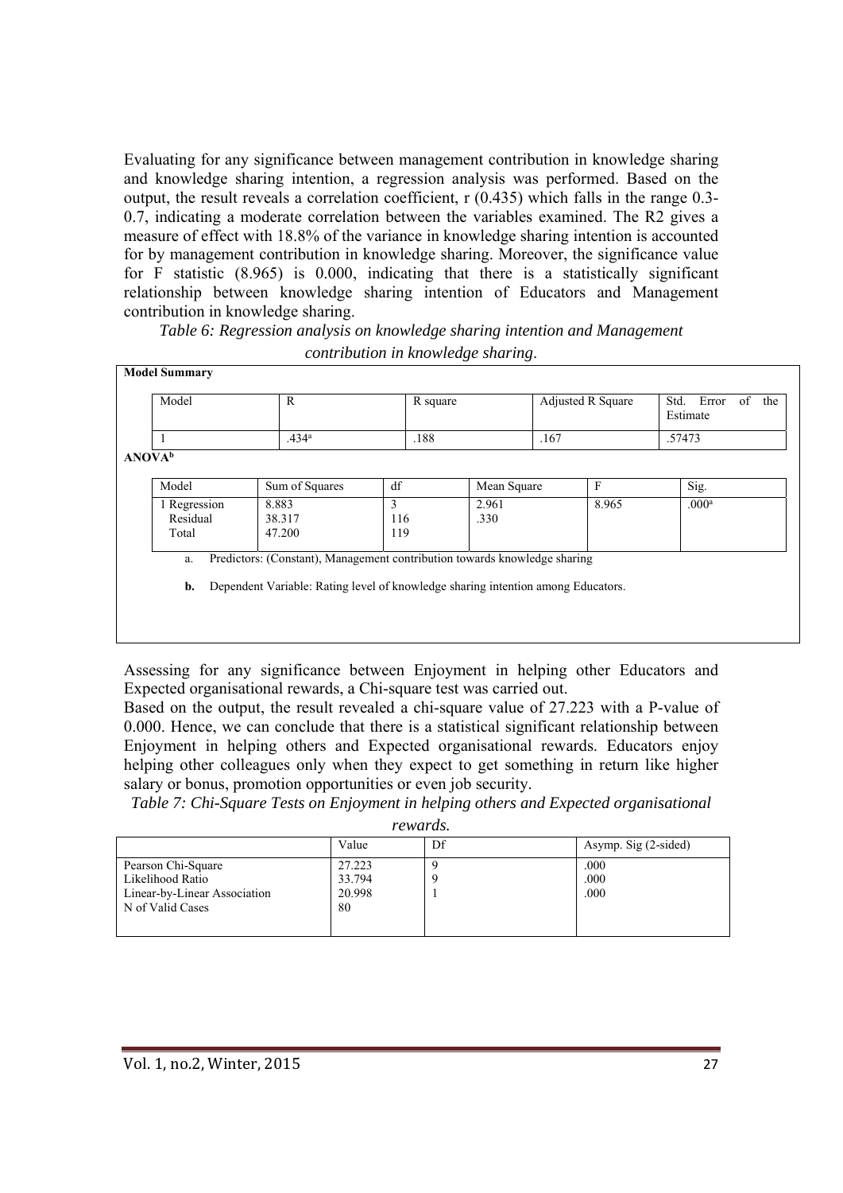Evaluating for any significance between management contribution in knowledge sharing and knowledge sharing intention, a regression analysis was performed. Based on the output, the result reveals a correlation coefficient, r (0.435) which falls in the range 0.3-0.7, indicating a moderate correlation between the variables examined. The R2 gives a measure of effect with 18.8% of the variance in knowledge sharing intention is accounted for by management contribution in knowledge sharing. Moreover, the significance value for F statistic (8.965) is 0.000, indicating that there is a statistically significant relationship between knowledge sharing intention of Educators and Management contribution in knowledge sharing.

*Table 6: Regression analysis on knowledge sharing intention and Management contribution in knowledge sharing.*

**Model Summary**

| Model | R | R square | Adjusted R Square | Std. Error of the Estimate |
|---|---|---|---|---|
| 1 | .434[a] | .188 | .167 | .57473 |

**ANOVA[b]**

| Model | Sum of Squares | df | Mean Square | F | Sig. |
|---|---|---|---|---|---|
| 1 Regression | 8.883 | 3 | 2.961 | 8.965 | .000[a] |
| Residual | 38.317 | 116 | .330 | | |
| Total | 47.200 | 119 | | | |

a. Predictors: (Constant), Management contribution towards knowledge sharing

**b.** Dependent Variable: Rating level of knowledge sharing intention among Educators.

Assessing for any significance between Enjoyment in helping other Educators and Expected organisational rewards, a Chi-square test was carried out.

Based on the output, the result revealed a chi-square value of 27.223 with a P-value of 0.000. Hence, we can conclude that there is a statistical significant relationship between Enjoyment in helping others and Expected organisational rewards. Educators enjoy helping other colleagues only when they expect to get something in return like higher salary or bonus, promotion opportunities or even job security.

*Table 7: Chi-Square Tests on Enjoyment in helping others and Expected organisational rewards.*

| | Value | Df | Asymp. Sig (2-sided) |
|---|---|---|---|
| Pearson Chi-Square | 27.223 | 9 | .000 |
| Likelihood Ratio | 33.794 | 9 | .000 |
| Linear-by-Linear Association | 20.998 | 1 | .000 |
| N of Valid Cases | 80 | | |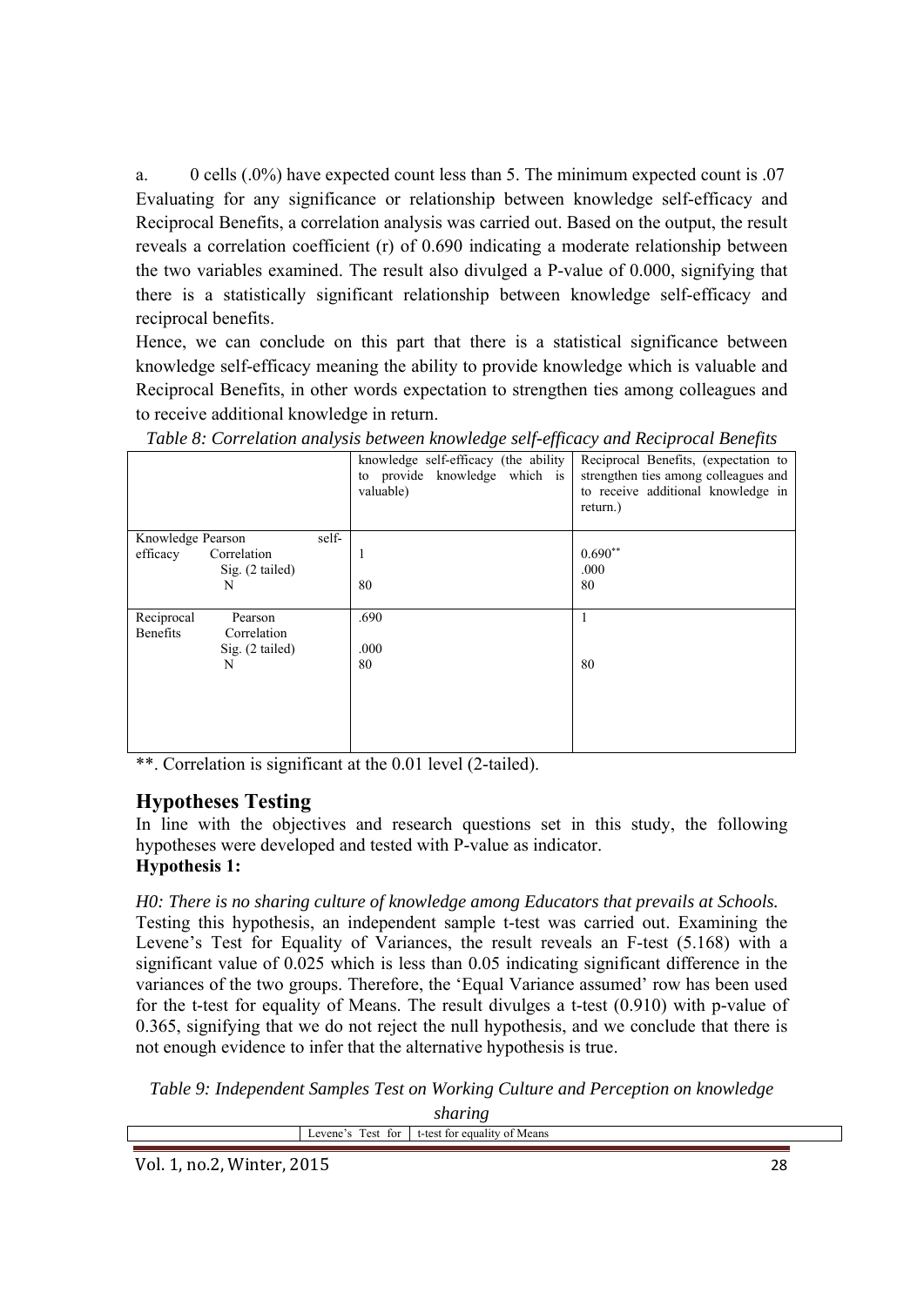a. 0 cells (.0%) have expected count less than 5. The minimum expected count is .07

Evaluating for any significance or relationship between knowledge self-efficacy and Reciprocal Benefits, a correlation analysis was carried out. Based on the output, the result reveals a correlation coefficient (r) of 0.690 indicating a moderate relationship between the two variables examined. The result also divulged a P-value of 0.000, signifying that there is a statistically significant relationship between knowledge self-efficacy and reciprocal benefits.

Hence, we can conclude on this part that there is a statistical significance between knowledge self-efficacy meaning the ability to provide knowledge which is valuable and Reciprocal Benefits, in other words expectation to strengthen ties among colleagues and to receive additional knowledge in return.

*Table 8: Correlation analysis between knowledge self-efficacy and Reciprocal Benefits*

| | | knowledge self-efficacy (the ability to provide knowledge which is valuable) | Reciprocal Benefits, (expectation to strengthen ties among colleagues and to receive additional knowledge in return.) |
|---|---|---|---|
| Knowledge self-efficacy | Pearson Correlation | 1 | $0.690^{**}$ |
| | Sig. (2 tailed) | | .000 |
| | N | 80 | 80 |
| Reciprocal Benefits | Pearson Correlation | .690 | 1 |
| | Sig. (2 tailed) | .000 | |
| | N | 80 | 80 |

**. Correlation is significant at the 0.01 level (2-tailed).

## Hypotheses Testing

In line with the objectives and research questions set in this study, the following hypotheses were developed and tested with P-value as indicator.

**Hypothesis 1:**

*H0: There is no sharing culture of knowledge among Educators that prevails at Schools.*

Testing this hypothesis, an independent sample t-test was carried out. Examining the Levene's Test for Equality of Variances, the result reveals an F-test (5.168) with a significant value of 0.025 which is less than 0.05 indicating significant difference in the variances of the two groups. Therefore, the 'Equal Variance assumed' row has been used for the t-test for equality of Means. The result divulges a t-test (0.910) with p-value of 0.365, signifying that we do not reject the null hypothesis, and we conclude that there is not enough evidence to infer that the alternative hypothesis is true.

*Table 9: Independent Samples Test on Working Culture and Perception on knowledge sharing*

| | Levene's Test for | t-test for equality of Means |
|---|---|---|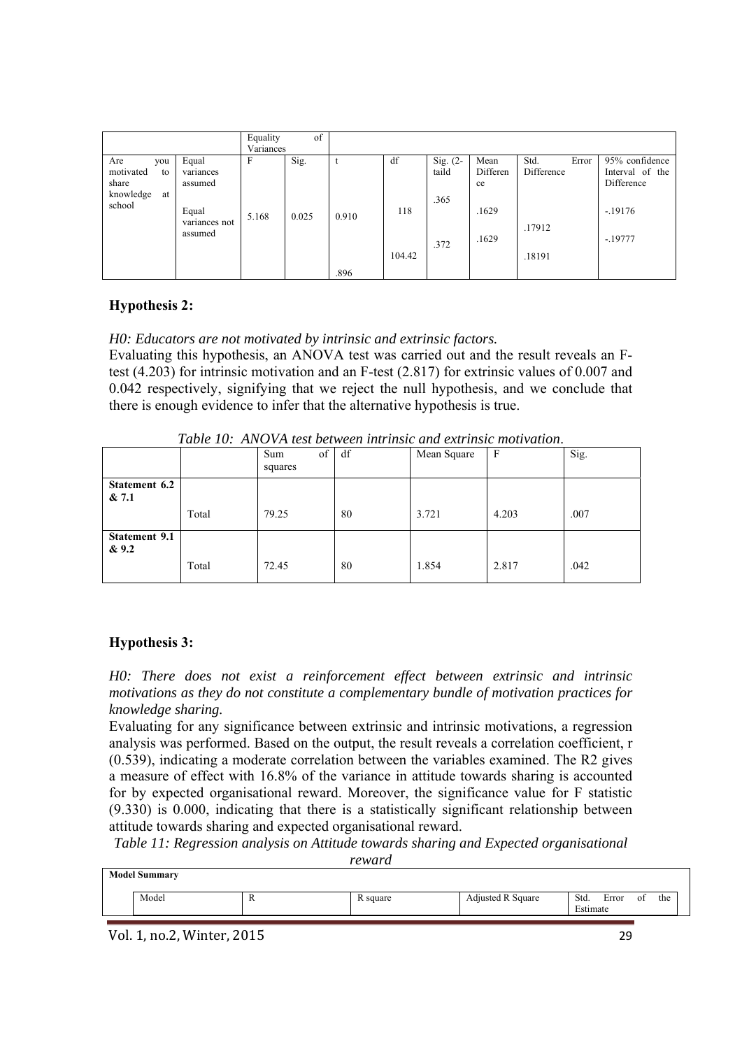| | | Equality of Variances | | | | | | | |
|---|---|---|---|---|---|---|---|---|---|
| Are you motivated to share knowledge at school | Equal variances assumed | F | Sig. | t | df | Sig. (2-taild | Mean Difference | Std. Error Difference | 95% confidence Interval of the Difference |
| | | | | | | .365 | | | |
| | Equal variances not assumed | 5.168 | 0.025 | 0.910 | 118 | | .1629 | | -.19176 |
| | | | | | | .372 | .1629 | .17912 | -.19777 |
| | | | | | 104.42 | | | .18191 | |
| | | | | .896 | | | | | |

## Hypothesis 2:

*H0: Educators are not motivated by intrinsic and extrinsic factors.*
Evaluating this hypothesis, an ANOVA test was carried out and the result reveals an F-test (4.203) for intrinsic motivation and an F-test (2.817) for extrinsic values of 0.007 and 0.042 respectively, signifying that we reject the null hypothesis, and we conclude that there is enough evidence to infer that the alternative hypothesis is true.

*Table 10: ANOVA test between intrinsic and extrinsic motivation.*

| | | Sum of squares | df | Mean Square | F | Sig. |
|---|---|---|---|---|---|---|
| **Statement 6.2 & 7.1** | | | | | | |
| | Total | 79.25 | 80 | 3.721 | 4.203 | .007 |
| **Statement 9.1 & 9.2** | | | | | | |
| | Total | 72.45 | 80 | 1.854 | 2.817 | .042 |

## Hypothesis 3:

*H0: There does not exist a reinforcement effect between extrinsic and intrinsic motivations as they do not constitute a complementary bundle of motivation practices for knowledge sharing.*
Evaluating for any significance between extrinsic and intrinsic motivations, a regression analysis was performed. Based on the output, the result reveals a correlation coefficient, r (0.539), indicating a moderate correlation between the variables examined. The R2 gives a measure of effect with 16.8% of the variance in attitude towards sharing is accounted for by expected organisational reward. Moreover, the significance value for F statistic (9.330) is 0.000, indicating that there is a statistically significant relationship between attitude towards sharing and expected organisational reward.

*Table 11: Regression analysis on Attitude towards sharing and Expected organisational reward*

**Model Summary**

| Model | R | R square | Adjusted R Square | Std. Error of the Estimate |
|---|---|---|---|---|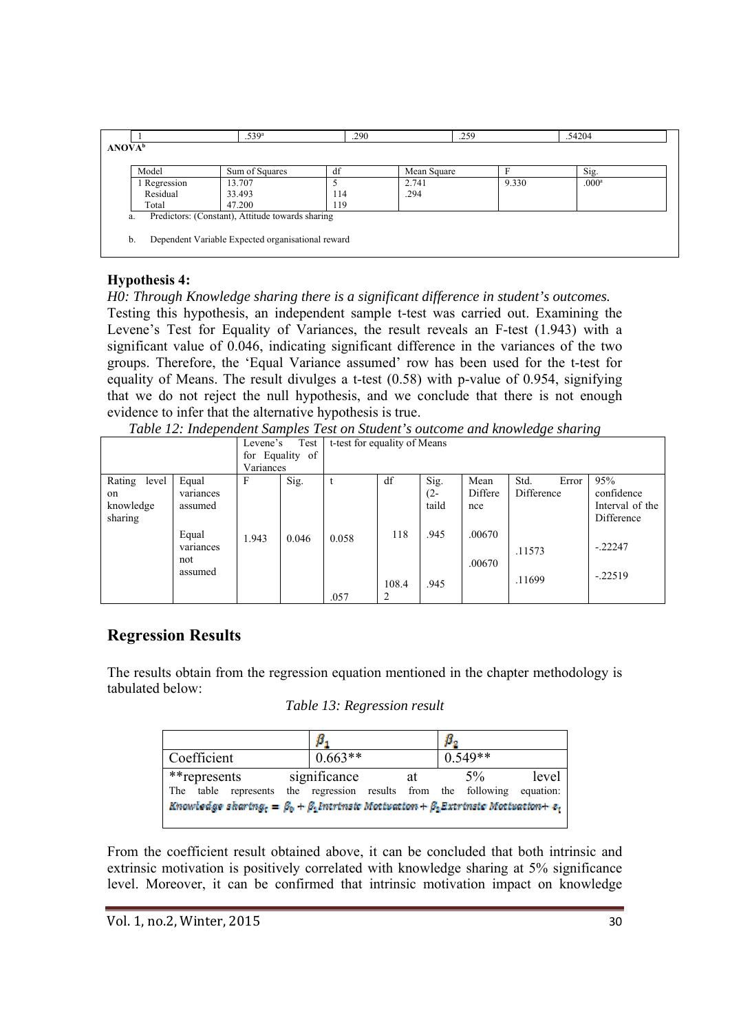| 1 | .539[a] | .290 | .259 | .54204 |
|---|---|---|---|---|

**ANOVA[b]**

| Model | Sum of Squares | df | Mean Square | F | Sig. |
|---|---|---|---|---|---|
| 1 Regression | 13.707 | 5 | 2.741 | 9.330 | .000[a] |
| Residual | 33.493 | 114 | .294 | | |
| Total | 47.200 | 119 | | | |

a. Predictors: (Constant), Attitude towards sharing

b. Dependent Variable Expected organisational reward

**Hypothesis 4:**

*H0: Through Knowledge sharing there is a significant difference in student's outcomes.*

Testing this hypothesis, an independent sample t-test was carried out. Examining the Levene's Test for Equality of Variances, the result reveals an F-test (1.943) with a significant value of 0.046, indicating significant difference in the variances of the two groups. Therefore, the 'Equal Variance assumed' row has been used for the t-test for equality of Means. The result divulges a t-test (0.58) with p-value of 0.954, signifying that we do not reject the null hypothesis, and we conclude that there is not enough evidence to infer that the alternative hypothesis is true.

*Table 12: Independent Samples Test on Student's outcome and knowledge sharing*

| | | Levene's Test for Equality of Variances | | t-test for equality of Means | | | | | |
|---|---|---|---|---|---|---|---|---|---|
| | | F | Sig. | t | df | Sig. (2-taild | Mean Difference | Std. Error Difference | 95% confidence Interval of the Difference |
| Rating level on knowledge sharing | Equal variances assumed | 1.943 | 0.046 | 0.058 | 118 | .945 | .00670 | .11573 | -.22247 |
| | Equal variances not assumed | | | .057 | 108.42 | .945 | .00670 | .11699 | -.22519 |

## Regression Results

The results obtain from the regression equation mentioned in the chapter methodology is tabulated below:

*Table 13: Regression result*

| | $\beta_1$ | $\beta_2$ |
|---|---|---|
| Coefficient | 0.663** | 0.549** |

**represents significance at 5% level

The table represents the regression results from the following equation:

$$Knowledge\ sharing_t = \beta_0 + \beta_1 Intrinsic\ Motivation + \beta_2 Extrinsic\ Motivation + \varepsilon_t$$

From the coefficient result obtained above, it can be concluded that both intrinsic and extrinsic motivation is positively correlated with knowledge sharing at 5% significance level. Moreover, it can be confirmed that intrinsic motivation impact on knowledge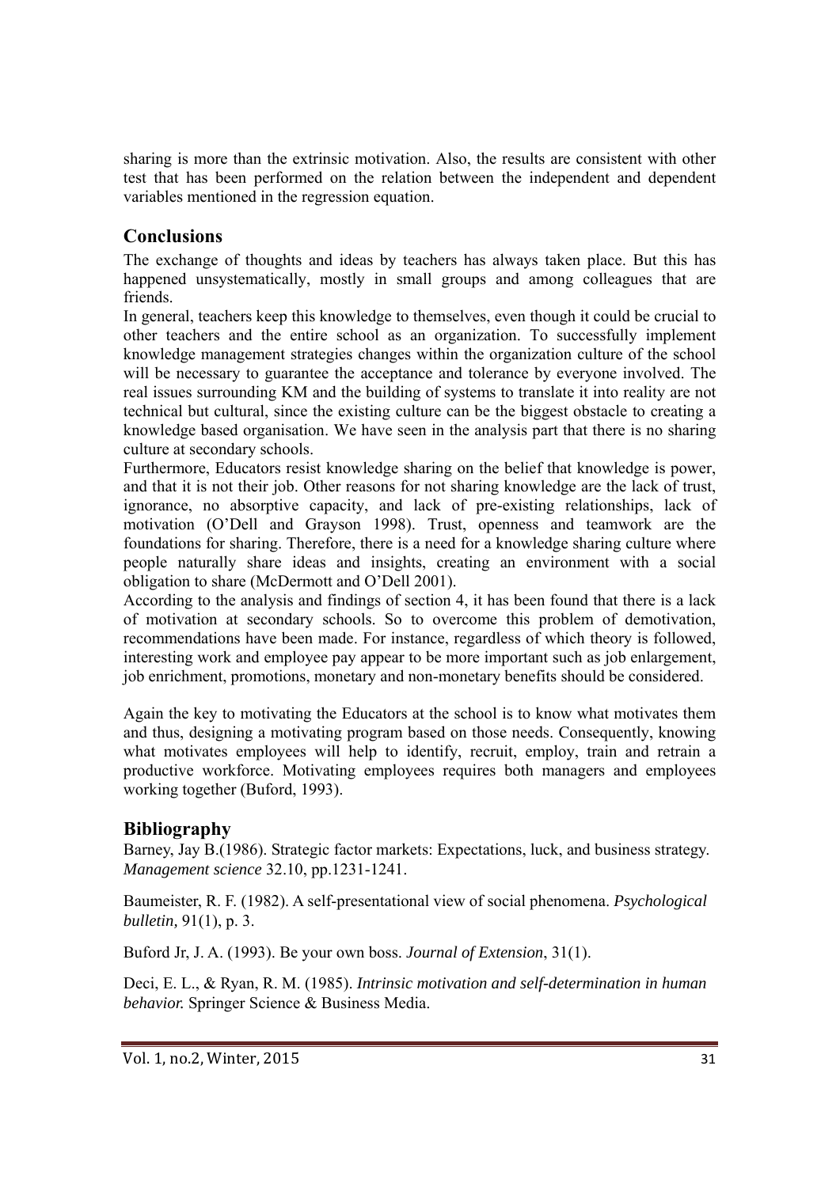sharing is more than the extrinsic motivation. Also, the results are consistent with other test that has been performed on the relation between the independent and dependent variables mentioned in the regression equation.

## Conclusions

The exchange of thoughts and ideas by teachers has always taken place. But this has happened unsystematically, mostly in small groups and among colleagues that are friends.

In general, teachers keep this knowledge to themselves, even though it could be crucial to other teachers and the entire school as an organization. To successfully implement knowledge management strategies changes within the organization culture of the school will be necessary to guarantee the acceptance and tolerance by everyone involved. The real issues surrounding KM and the building of systems to translate it into reality are not technical but cultural, since the existing culture can be the biggest obstacle to creating a knowledge based organisation. We have seen in the analysis part that there is no sharing culture at secondary schools.

Furthermore, Educators resist knowledge sharing on the belief that knowledge is power, and that it is not their job. Other reasons for not sharing knowledge are the lack of trust, ignorance, no absorptive capacity, and lack of pre-existing relationships, lack of motivation (O'Dell and Grayson 1998). Trust, openness and teamwork are the foundations for sharing. Therefore, there is a need for a knowledge sharing culture where people naturally share ideas and insights, creating an environment with a social obligation to share (McDermott and O'Dell 2001).

According to the analysis and findings of section 4, it has been found that there is a lack of motivation at secondary schools. So to overcome this problem of demotivation, recommendations have been made. For instance, regardless of which theory is followed, interesting work and employee pay appear to be more important such as job enlargement, job enrichment, promotions, monetary and non-monetary benefits should be considered.

Again the key to motivating the Educators at the school is to know what motivates them and thus, designing a motivating program based on those needs. Consequently, knowing what motivates employees will help to identify, recruit, employ, train and retrain a productive workforce. Motivating employees requires both managers and employees working together (Buford, 1993).

## Bibliography

Barney, Jay B.(1986). Strategic factor markets: Expectations, luck, and business strategy. *Management science* 32.10, pp.1231-1241.

Baumeister, R. F. (1982). A self-presentational view of social phenomena. *Psychological bulletin*, 91(1), p. 3.

Buford Jr, J. A. (1993). Be your own boss. *Journal of Extension*, 31(1).

Deci, E. L., & Ryan, R. M. (1985). *Intrinsic motivation and self-determination in human behavior.* Springer Science & Business Media.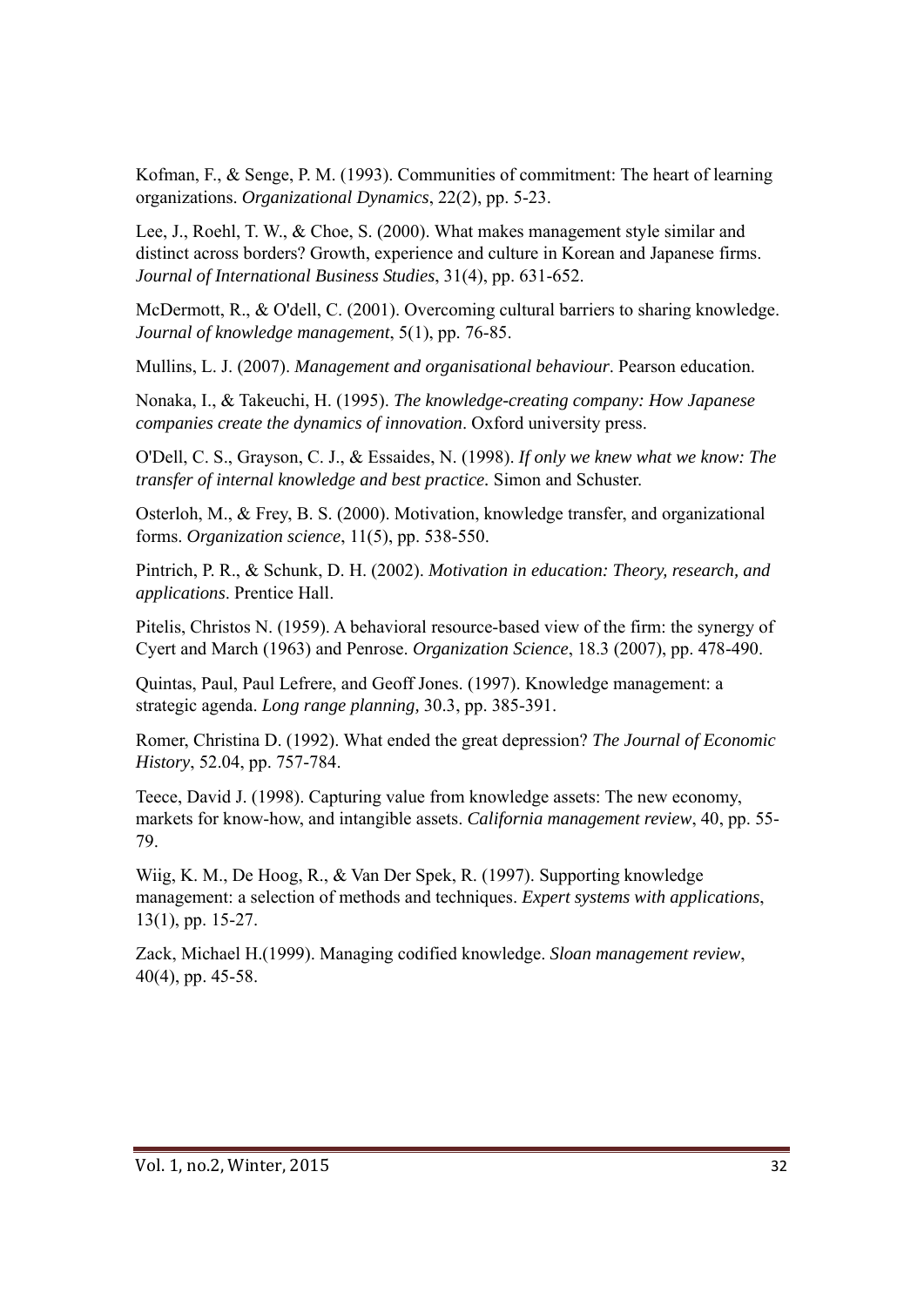Kofman, F., & Senge, P. M. (1993). Communities of commitment: The heart of learning organizations. *Organizational Dynamics*, 22(2), pp. 5-23.

Lee, J., Roehl, T. W., & Choe, S. (2000). What makes management style similar and distinct across borders? Growth, experience and culture in Korean and Japanese firms. *Journal of International Business Studies*, 31(4), pp. 631-652.

McDermott, R., & O'dell, C. (2001). Overcoming cultural barriers to sharing knowledge. *Journal of knowledge management*, 5(1), pp. 76-85.

Mullins, L. J. (2007). *Management and organisational behaviour*. Pearson education.

Nonaka, I., & Takeuchi, H. (1995). *The knowledge-creating company: How Japanese companies create the dynamics of innovation*. Oxford university press.

O'Dell, C. S., Grayson, C. J., & Essaides, N. (1998). *If only we knew what we know: The transfer of internal knowledge and best practice.* Simon and Schuster.

Osterloh, M., & Frey, B. S. (2000). Motivation, knowledge transfer, and organizational forms. *Organization science*, 11(5), pp. 538-550.

Pintrich, P. R., & Schunk, D. H. (2002). *Motivation in education: Theory, research, and applications*. Prentice Hall.

Pitelis, Christos N. (1959). A behavioral resource-based view of the firm: the synergy of Cyert and March (1963) and Penrose. *Organization Science*, 18.3 (2007), pp. 478-490.

Quintas, Paul, Paul Lefrere, and Geoff Jones. (1997). Knowledge management: a strategic agenda. *Long range planning,* 30.3, pp. 385-391.

Romer, Christina D. (1992). What ended the great depression? *The Journal of Economic History*, 52.04, pp. 757-784.

Teece, David J. (1998). Capturing value from knowledge assets: The new economy, markets for know-how, and intangible assets. *California management review*, 40, pp. 55-79.

Wiig, K. M., De Hoog, R., & Van Der Spek, R. (1997). Supporting knowledge management: a selection of methods and techniques. *Expert systems with applications*, 13(1), pp. 15-27.

Zack, Michael H.(1999). Managing codified knowledge. *Sloan management review*, 40(4), pp. 45-58.